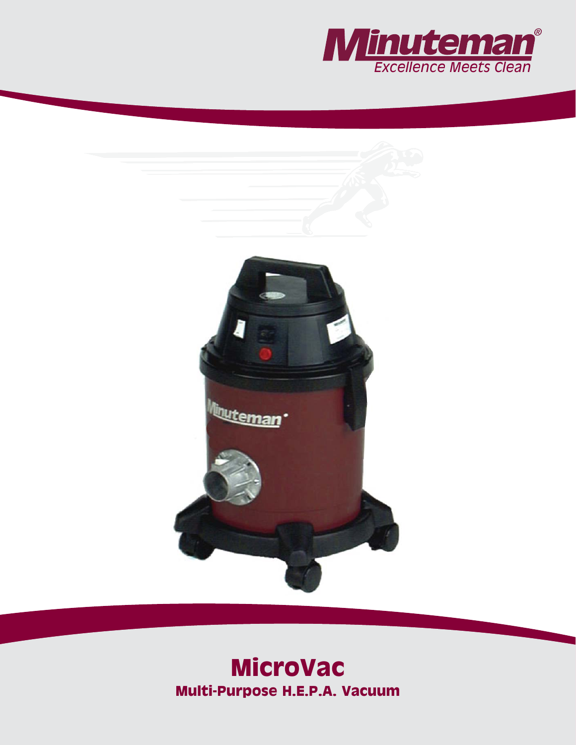Minuteman®
*Excellence Meets Clean*

# MicroVac

## Multi-Purpose H.E.P.A. Vacuum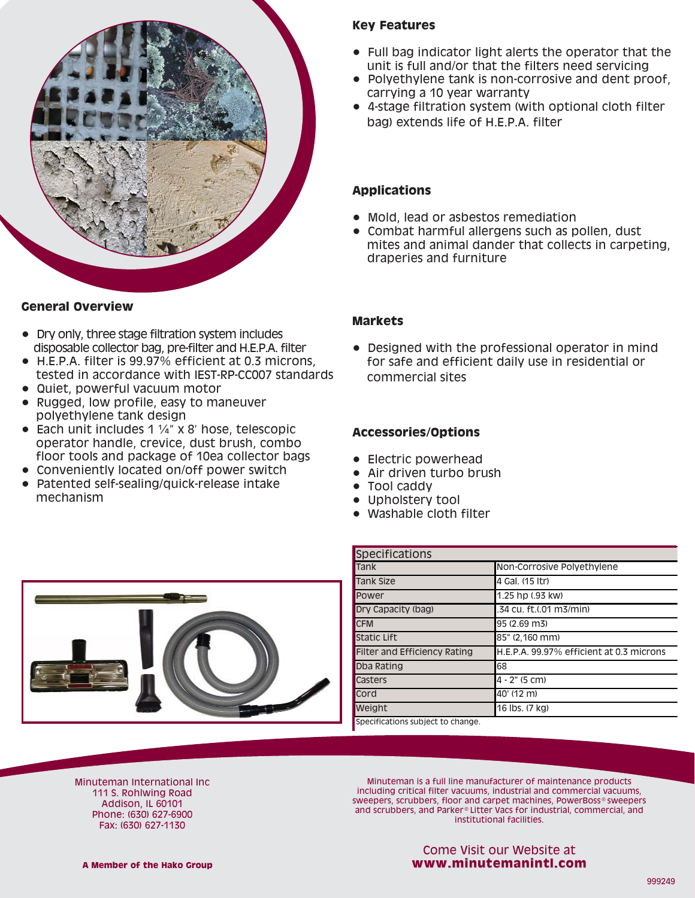## General Overview

- Dry only, three stage filtration system includes disposable collector bag, pre-filter and H.E.P.A. filter
- H.E.P.A. filter is 99.97% efficient at 0.3 microns, tested in accordance with IEST-RP-CC007 standards
- Quiet, powerful vacuum motor
- Rugged, low profile, easy to maneuver polyethylene tank design
- Each unit includes 1 ¼" x 8' hose, telescopic operator handle, crevice, dust brush, combo floor tools and package of 10ea collector bags
- Conveniently located on/off power switch
- Patented self-sealing/quick-release intake mechanism

## Key Features

- Full bag indicator light alerts the operator that the unit is full and/or that the filters need servicing
- Polyethylene tank is non-corrosive and dent proof, carrying a 10 year warranty
- 4-stage filtration system (with optional cloth filter bag) extends life of H.E.P.A. filter

## Applications

- Mold, lead or asbestos remediation
- Combat harmful allergens such as pollen, dust mites and animal dander that collects in carpeting, draperies and furniture

## Markets

- Designed with the professional operator in mind for safe and efficient daily use in residential or commercial sites

## Accessories/Options

- Electric powerhead
- Air driven turbo brush
- Tool caddy
- Upholstery tool
- Washable cloth filter

| Specifications | |
|---|---|
| Tank | Non-Corrosive Polyethylene |
| Tank Size | 4 Gal. (15 ltr) |
| Power | 1.25 hp (.93 kw) |
| Dry Capacity (bag) | .34 cu. ft.(.01 m3/min) |
| CFM | 95 (2.69 m3) |
| Static Lift | 85" (2,160 mm) |
| Filter and Efficiency Rating | H.E.P.A. 99.97% efficient at 0.3 microns |
| Dba Rating | 68 |
| Casters | 4 - 2" (5 cm) |
| Cord | 40' (12 m) |
| Weight | 16 lbs. (7 kg) |

Specifications subject to change.

Minuteman International Inc
111 S. Rohlwing Road
Addison, IL 60101
Phone: (630) 627-6900
Fax: (630) 627-1130

**A Member of the Hako Group**

Minuteman is a full line manufacturer of maintenance products including critical filter vacuums, industrial and commercial vacuums, sweepers, scrubbers, floor and carpet machines, PowerBoss® sweepers and scrubbers, and Parker® Litter Vacs for industrial, commercial, and institutional facilities.

Come Visit our Website at
**www.minutemanintl.com**

999249